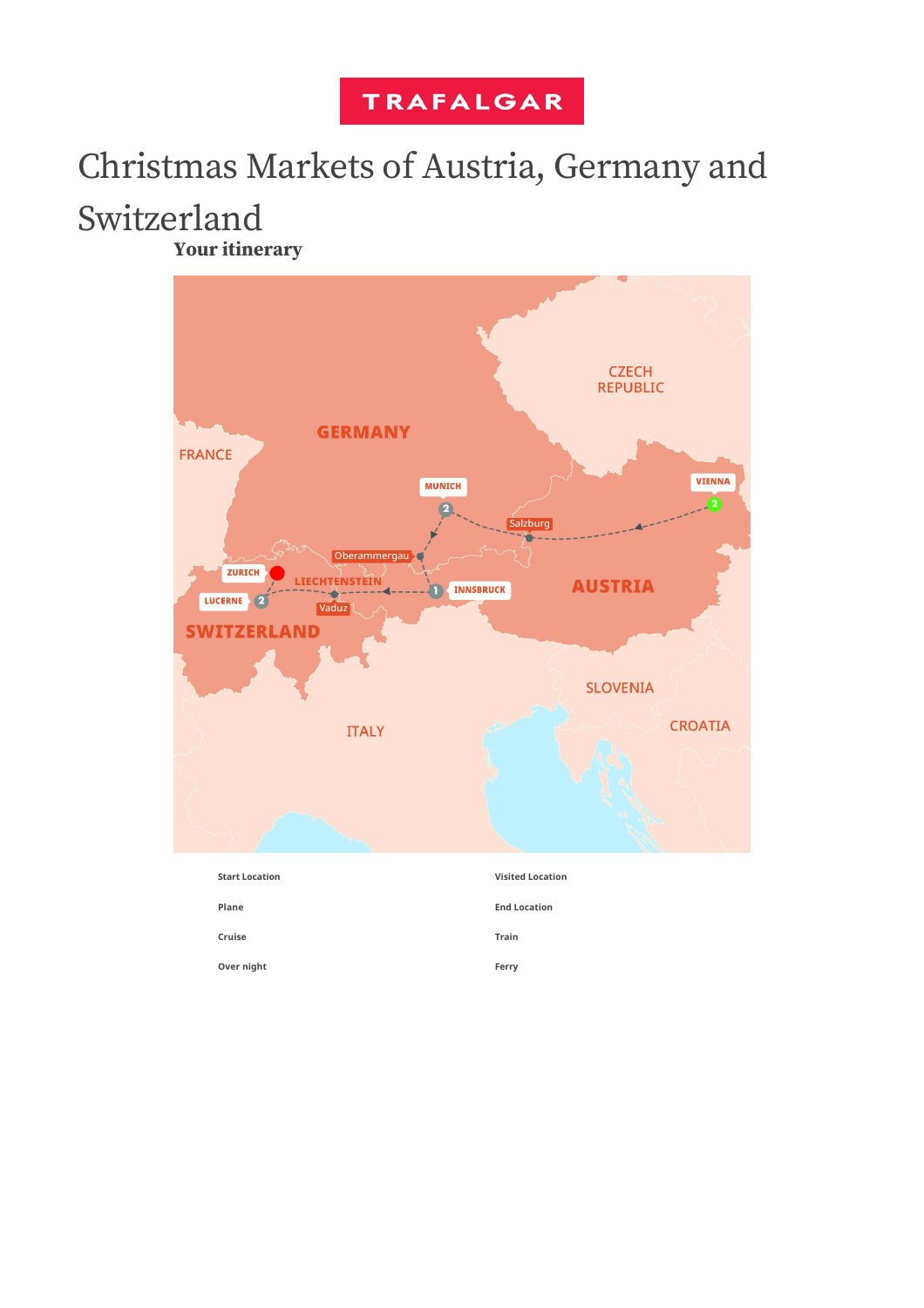TRAFALGAR

# Christmas Markets of Austria, Germany and Switzerland

## Your itinerary

Start Location | Visited Location

Plane | End Location

Cruise | Train

Over night | Ferry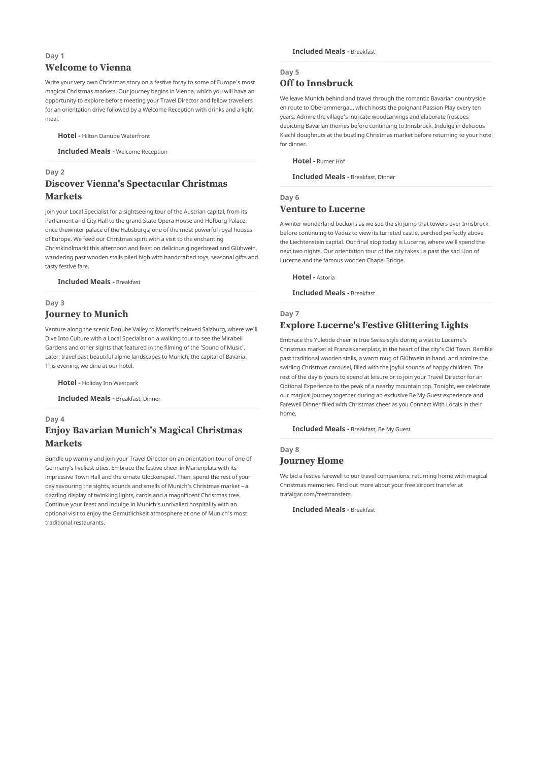**Day 1**

## Welcome to Vienna

Write your very own Christmas story on a festive foray to some of Europe's most magical Christmas markets. Our journey begins in Vienna, which you will have an opportunity to explore before meeting your Travel Director and fellow travellers for an orientation drive followed by a Welcome Reception with drinks and a light meal.

**Hotel -** Hilton Danube Waterfront

**Included Meals -** Welcome Reception

**Day 2**

## Discover Vienna's Spectacular Christmas Markets

Join your Local Specialist for a sightseeing tour of the Austrian capital, from its Parliament and City Hall to the grand State Opera House and Hofburg Palace, once thewinter palace of the Habsburgs, one of the most powerful royal houses of Europe. We feed our Christmas spirit with a visit to the enchanting Christkindlmarkt this afternoon and feast on delicious gingerbread and Glühwein, wandering past wooden stalls piled high with handcrafted toys, seasonal gifts and tasty festive fare.

**Included Meals -** Breakfast

**Day 3**

## Journey to Munich

Venture along the scenic Danube Valley to Mozart's beloved Salzburg, where we'll Dive Into Culture with a Local Specialist on a walking tour to see the Mirabell Gardens and other sights that featured in the filming of the 'Sound of Music'. Later, travel past beautiful alpine landscapes to Munich, the capital of Bavaria. This evening, we dine at our hotel.

**Hotel -** Holiday Inn Westpark

**Included Meals -** Breakfast, Dinner

**Day 4**

## Enjoy Bavarian Munich's Magical Christmas Markets

Bundle up warmly and join your Travel Director on an orientation tour of one of Germany's liveliest cities. Embrace the festive cheer in Marienplatz with its impressive Town Hall and the ornate Glockenspiel. Then, spend the rest of your day savouring the sights, sounds and smells of Munich's Christmas market – a dazzling display of twinkling lights, carols and a magnificent Christmas tree. Continue your feast and indulge in Munich's unrivalled hospitality with an optional visit to enjoy the Gemütlichkeit atmosphere at one of Munich's most traditional restaurants.

**Included Meals -** Breakfast

**Day 5**

## Off to Innsbruck

We leave Munich behind and travel through the romantic Bavarian countryside en route to Oberammergau, which hosts the poignant Passion Play every ten years. Admire the village's intricate woodcarvings and elaborate frescoes depicting Bavarian themes before continuing to Innsbruck. Indulge in delicious Kiachl doughnuts at the bustling Christmas market before returning to your hotel for dinner.

**Hotel -** Rumer Hof

**Included Meals -** Breakfast, Dinner

**Day 6**

## Venture to Lucerne

A winter wonderland beckons as we see the ski jump that towers over Innsbruck before continuing to Vaduz to view its turreted castle, perched perfectly above the Liechtenstein capital. Our final stop today is Lucerne, where we'll spend the next two nights. Our orientation tour of the city takes us past the sad Lion of Lucerne and the famous wooden Chapel Bridge.

**Hotel -** Astoria

**Included Meals -** Breakfast

**Day 7**

## Explore Lucerne's Festive Glittering Lights

Embrace the Yuletide cheer in true Swiss-style during a visit to Lucerne's Christmas market at Franziskanerplatz, in the heart of the city's Old Town. Ramble past traditional wooden stalls, a warm mug of Glühwein in hand, and admire the swirling Christmas carousel, filled with the joyful sounds of happy children. The rest of the day is yours to spend at leisure or to join your Travel Director for an Optional Experience to the peak of a nearby mountain top. Tonight, we celebrate our magical journey together during an exclusive Be My Guest experience and Farewell Dinner filled with Christmas cheer as you Connect With Locals in their home.

**Included Meals -** Breakfast, Be My Guest

**Day 8**

## Journey Home

We bid a festive farewell to our travel companions, returning home with magical Christmas memories. Find out more about your free airport transfer at trafalgar.com/freetransfers.

**Included Meals -** Breakfast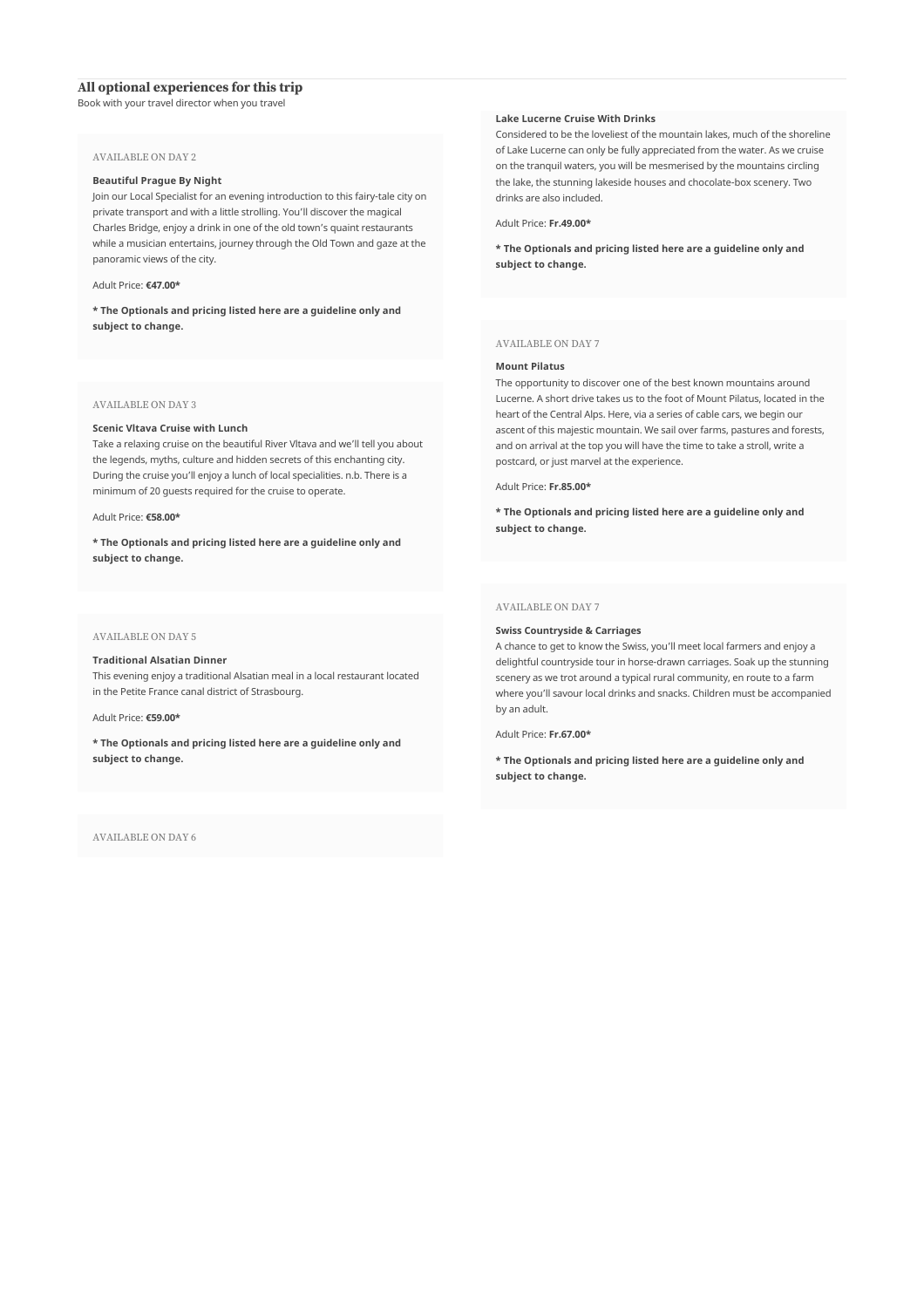## All optional experiences for this trip

Book with your travel director when you travel

AVAILABLE ON DAY 2

**Beautiful Prague By Night**

Join our Local Specialist for an evening introduction to this fairy-tale city on private transport and with a little strolling. You'll discover the magical Charles Bridge, enjoy a drink in one of the old town's quaint restaurants while a musician entertains, journey through the Old Town and gaze at the panoramic views of the city.

Adult Price: **€47.00***

**\* The Optionals and pricing listed here are a guideline only and subject to change.**

AVAILABLE ON DAY 3

**Scenic Vltava Cruise with Lunch**

Take a relaxing cruise on the beautiful River Vltava and we'll tell you about the legends, myths, culture and hidden secrets of this enchanting city. During the cruise you'll enjoy a lunch of local specialities. n.b. There is a minimum of 20 guests required for the cruise to operate.

Adult Price: **€58.00***

**\* The Optionals and pricing listed here are a guideline only and subject to change.**

AVAILABLE ON DAY 5

**Traditional Alsatian Dinner**

This evening enjoy a traditional Alsatian meal in a local restaurant located in the Petite France canal district of Strasbourg.

Adult Price: **€59.00***

**\* The Optionals and pricing listed here are a guideline only and subject to change.**

AVAILABLE ON DAY 6

**Lake Lucerne Cruise With Drinks**

Considered to be the loveliest of the mountain lakes, much of the shoreline of Lake Lucerne can only be fully appreciated from the water. As we cruise on the tranquil waters, you will be mesmerised by the mountains circling the lake, the stunning lakeside houses and chocolate-box scenery. Two drinks are also included.

Adult Price: **Fr.49.00***

**\* The Optionals and pricing listed here are a guideline only and subject to change.**

AVAILABLE ON DAY 7

**Mount Pilatus**

The opportunity to discover one of the best known mountains around Lucerne. A short drive takes us to the foot of Mount Pilatus, located in the heart of the Central Alps. Here, via a series of cable cars, we begin our ascent of this majestic mountain. We sail over farms, pastures and forests, and on arrival at the top you will have the time to take a stroll, write a postcard, or just marvel at the experience.

Adult Price: **Fr.85.00***

**\* The Optionals and pricing listed here are a guideline only and subject to change.**

AVAILABLE ON DAY 7

**Swiss Countryside & Carriages**

A chance to get to know the Swiss, you'll meet local farmers and enjoy a delightful countryside tour in horse-drawn carriages. Soak up the stunning scenery as we trot around a typical rural community, en route to a farm where you'll savour local drinks and snacks. Children must be accompanied by an adult.

Adult Price: **Fr.67.00***

**\* The Optionals and pricing listed here are a guideline only and subject to change.**